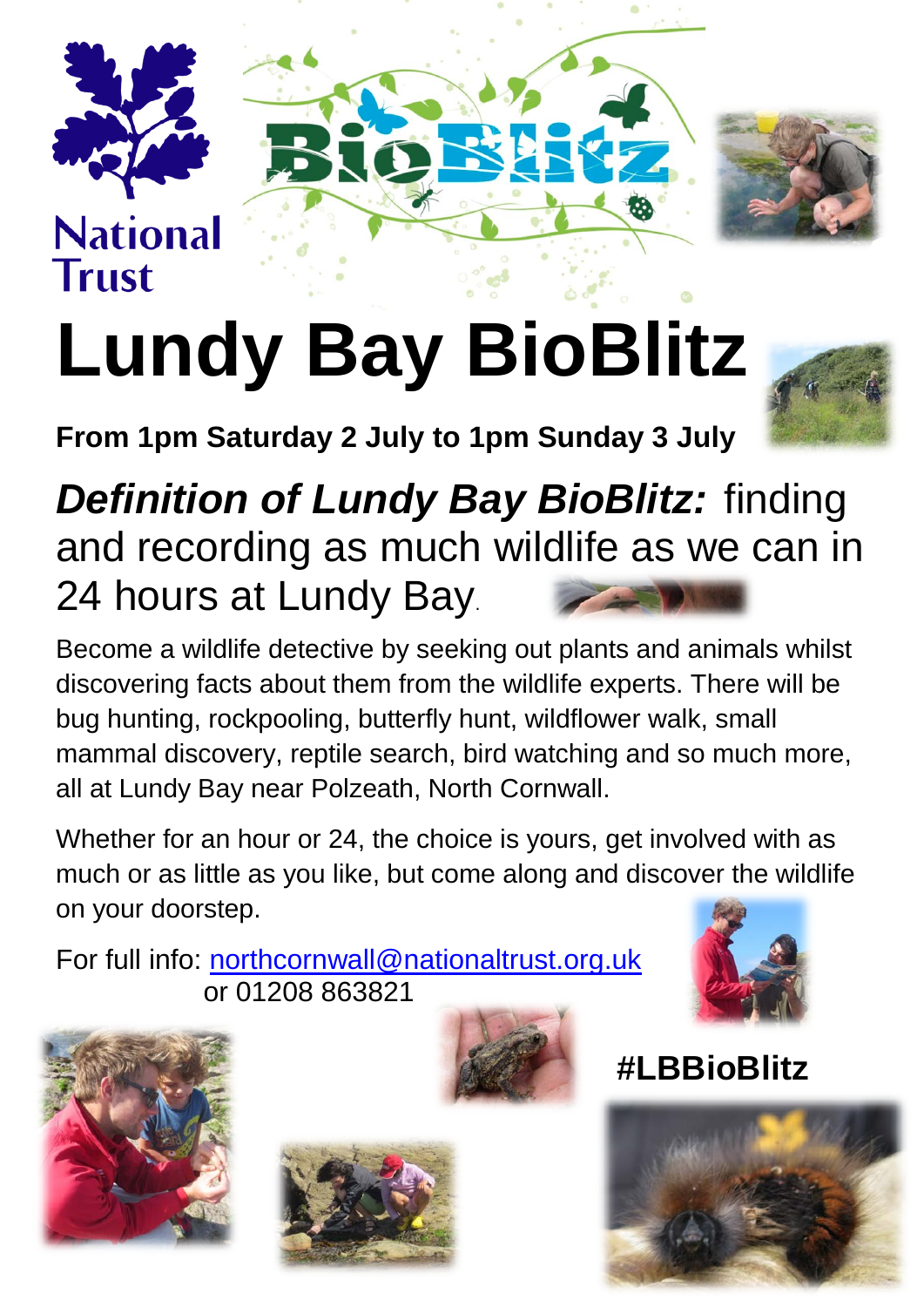National Trust

# Lundy Bay BioBlitz

**From 1pm Saturday 2 July to 1pm Sunday 3 July**

## ***Definition of Lundy Bay BioBlitz:*** finding and recording as much wildlife as we can in 24 hours at Lundy Bay.

Become a wildlife detective by seeking out plants and animals whilst discovering facts about them from the wildlife experts. There will be bug hunting, rockpooling, butterfly hunt, wildflower walk, small mammal discovery, reptile search, bird watching and so much more, all at Lundy Bay near Polzeath, North Cornwall.

Whether for an hour or 24, the choice is yours, get involved with as much or as little as you like, but come along and discover the wildlife on your doorstep.

For full info: northcornwall@nationaltrust.org.uk
or 01208 863821

**#LBBioBlitz**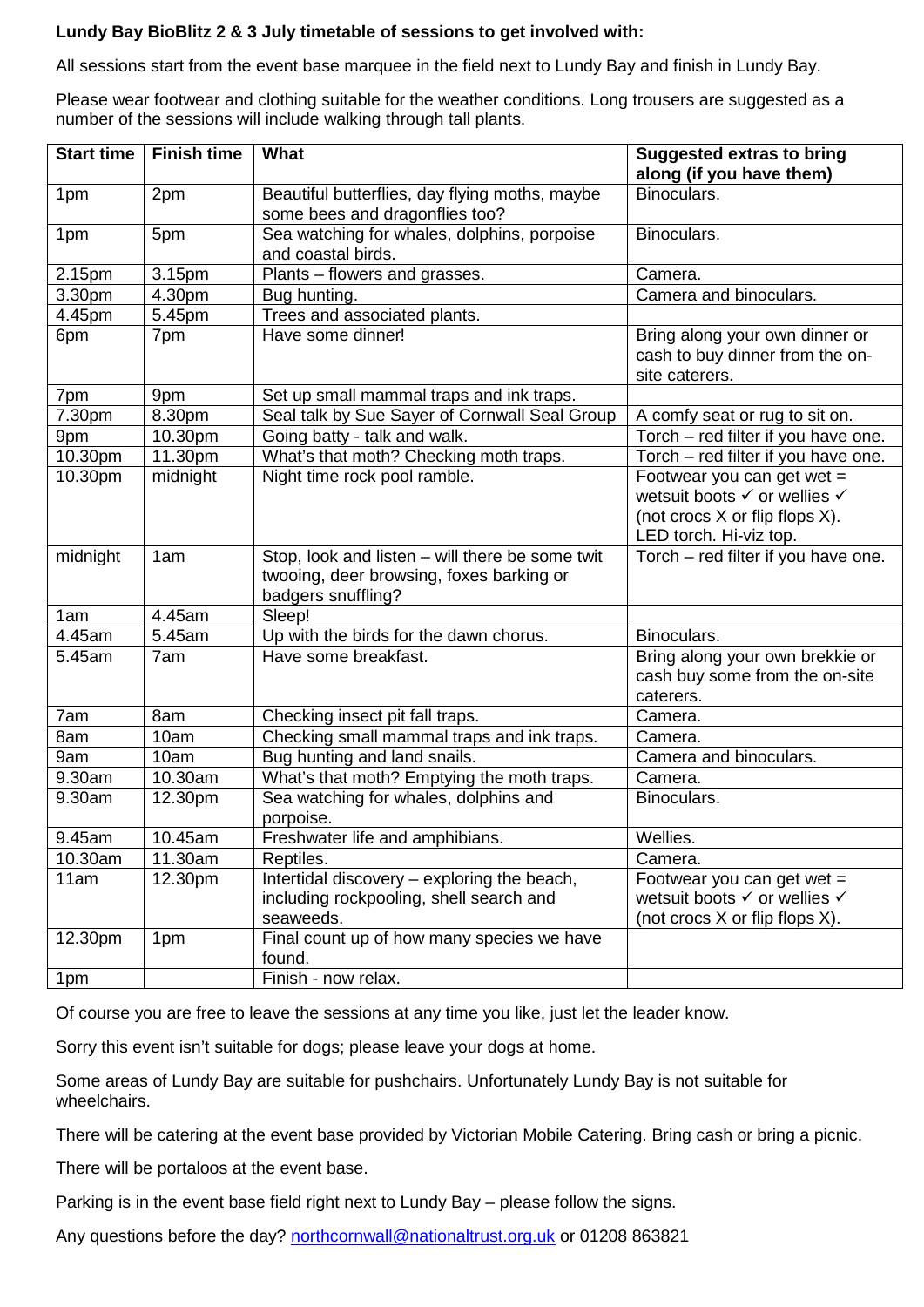**Lundy Bay BioBlitz 2 & 3 July timetable of sessions to get involved with:**

All sessions start from the event base marquee in the field next to Lundy Bay and finish in Lundy Bay.

Please wear footwear and clothing suitable for the weather conditions. Long trousers are suggested as a number of the sessions will include walking through tall plants.

| Start time | Finish time | What | Suggested extras to bring along (if you have them) |
|---|---|---|---|
| 1pm | 2pm | Beautiful butterflies, day flying moths, maybe some bees and dragonflies too? | Binoculars. |
| 1pm | 5pm | Sea watching for whales, dolphins, porpoise and coastal birds. | Binoculars. |
| 2.15pm | 3.15pm | Plants – flowers and grasses. | Camera. |
| 3.30pm | 4.30pm | Bug hunting. | Camera and binoculars. |
| 4.45pm | 5.45pm | Trees and associated plants. | |
| 6pm | 7pm | Have some dinner! | Bring along your own dinner or cash to buy dinner from the on-site caterers. |
| 7pm | 9pm | Set up small mammal traps and ink traps. | |
| 7.30pm | 8.30pm | Seal talk by Sue Sayer of Cornwall Seal Group | A comfy seat or rug to sit on. |
| 9pm | 10.30pm | Going batty - talk and walk. | Torch – red filter if you have one. |
| 10.30pm | 11.30pm | What's that moth? Checking moth traps. | Torch – red filter if you have one. |
| 10.30pm | midnight | Night time rock pool ramble. | Footwear you can get wet = wetsuit boots ✓ or wellies ✓ (not crocs X or flip flops X). LED torch. Hi-viz top. |
| midnight | 1am | Stop, look and listen – will there be some twit twooing, deer browsing, foxes barking or badgers snuffling? | Torch – red filter if you have one. |
| 1am | 4.45am | Sleep! | |
| 4.45am | 5.45am | Up with the birds for the dawn chorus. | Binoculars. |
| 5.45am | 7am | Have some breakfast. | Bring along your own brekkie or cash buy some from the on-site caterers. |
| 7am | 8am | Checking insect pit fall traps. | Camera. |
| 8am | 10am | Checking small mammal traps and ink traps. | Camera. |
| 9am | 10am | Bug hunting and land snails. | Camera and binoculars. |
| 9.30am | 10.30am | What's that moth? Emptying the moth traps. | Camera. |
| 9.30am | 12.30pm | Sea watching for whales, dolphins and porpoise. | Binoculars. |
| 9.45am | 10.45am | Freshwater life and amphibians. | Wellies. |
| 10.30am | 11.30am | Reptiles. | Camera. |
| 11am | 12.30pm | Intertidal discovery – exploring the beach, including rockpooling, shell search and seaweeds. | Footwear you can get wet = wetsuit boots ✓ or wellies ✓ (not crocs X or flip flops X). |
| 12.30pm | 1pm | Final count up of how many species we have found. | |
| 1pm | | Finish - now relax. | |

Of course you are free to leave the sessions at any time you like, just let the leader know.

Sorry this event isn't suitable for dogs; please leave your dogs at home.

Some areas of Lundy Bay are suitable for pushchairs. Unfortunately Lundy Bay is not suitable for wheelchairs.

There will be catering at the event base provided by Victorian Mobile Catering. Bring cash or bring a picnic.

There will be portaloos at the event base.

Parking is in the event base field right next to Lundy Bay – please follow the signs.

Any questions before the day? northcornwall@nationaltrust.org.uk or 01208 863821